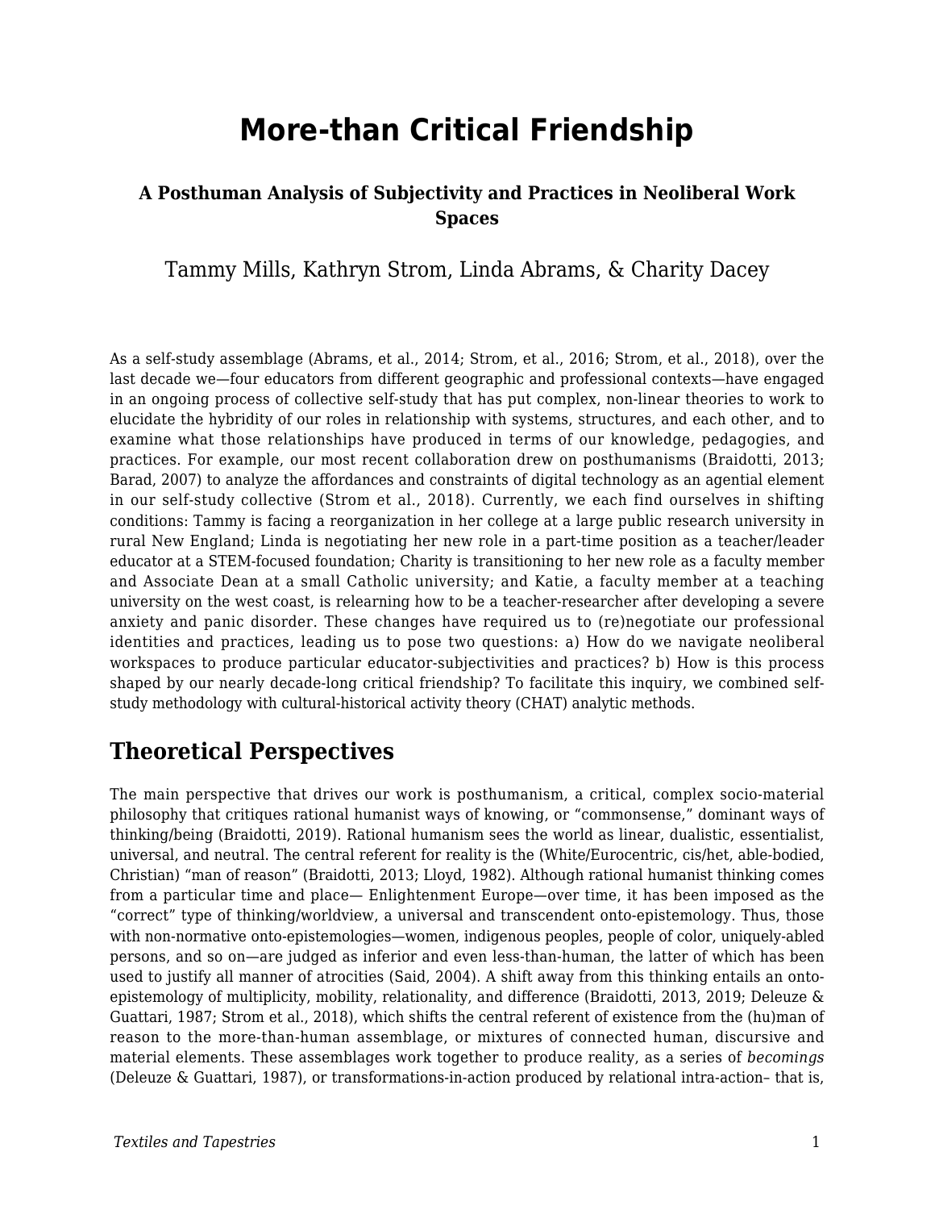# More-than Critical Friendship

### A Posthuman Analysis of Subjectivity and Practices in Neoliberal Work Spaces

Tammy Mills, Kathryn Strom, Linda Abrams, & Charity Dacey

As a self-study assemblage (Abrams, et al., 2014; Strom, et al., 2016; Strom, et al., 2018), over the last decade we—four educators from different geographic and professional contexts—have engaged in an ongoing process of collective self-study that has put complex, non-linear theories to work to elucidate the hybridity of our roles in relationship with systems, structures, and each other, and to examine what those relationships have produced in terms of our knowledge, pedagogies, and practices. For example, our most recent collaboration drew on posthumanisms (Braidotti, 2013; Barad, 2007) to analyze the affordances and constraints of digital technology as an agential element in our self-study collective (Strom et al., 2018). Currently, we each find ourselves in shifting conditions: Tammy is facing a reorganization in her college at a large public research university in rural New England; Linda is negotiating her new role in a part-time position as a teacher/leader educator at a STEM-focused foundation; Charity is transitioning to her new role as a faculty member and Associate Dean at a small Catholic university; and Katie, a faculty member at a teaching university on the west coast, is relearning how to be a teacher-researcher after developing a severe anxiety and panic disorder. These changes have required us to (re)negotiate our professional identities and practices, leading us to pose two questions: a) How do we navigate neoliberal workspaces to produce particular educator-subjectivities and practices? b) How is this process shaped by our nearly decade-long critical friendship? To facilitate this inquiry, we combined self-study methodology with cultural-historical activity theory (CHAT) analytic methods.

## Theoretical Perspectives

The main perspective that drives our work is posthumanism, a critical, complex socio-material philosophy that critiques rational humanist ways of knowing, or "commonsense," dominant ways of thinking/being (Braidotti, 2019). Rational humanism sees the world as linear, dualistic, essentialist, universal, and neutral. The central referent for reality is the (White/Eurocentric, cis/het, able-bodied, Christian) "man of reason" (Braidotti, 2013; Lloyd, 1982). Although rational humanist thinking comes from a particular time and place— Enlightenment Europe—over time, it has been imposed as the "correct" type of thinking/worldview, a universal and transcendent onto-epistemology. Thus, those with non-normative onto-epistemologies—women, indigenous peoples, people of color, uniquely-abled persons, and so on—are judged as inferior and even less-than-human, the latter of which has been used to justify all manner of atrocities (Said, 2004). A shift away from this thinking entails an onto-epistemology of multiplicity, mobility, relationality, and difference (Braidotti, 2013, 2019; Deleuze & Guattari, 1987; Strom et al., 2018), which shifts the central referent of existence from the (hu)man of reason to the more-than-human assemblage, or mixtures of connected human, discursive and material elements. These assemblages work together to produce reality, as a series of *becomings* (Deleuze & Guattari, 1987), or transformations-in-action produced by relational intra-action– that is,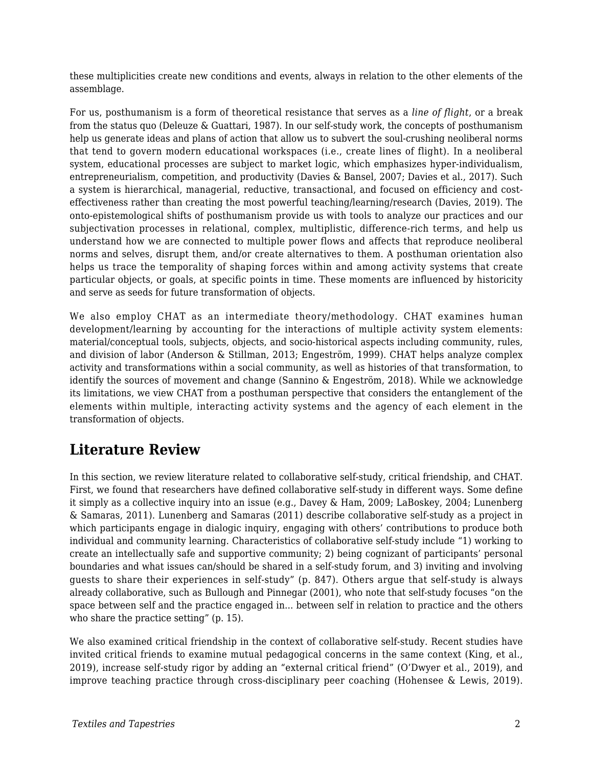these multiplicities create new conditions and events, always in relation to the other elements of the assemblage.

For us, posthumanism is a form of theoretical resistance that serves as a *line of flight*, or a break from the status quo (Deleuze & Guattari, 1987). In our self-study work, the concepts of posthumanism help us generate ideas and plans of action that allow us to subvert the soul-crushing neoliberal norms that tend to govern modern educational workspaces (i.e., create lines of flight). In a neoliberal system, educational processes are subject to market logic, which emphasizes hyper-individualism, entrepreneurialism, competition, and productivity (Davies & Bansel, 2007; Davies et al., 2017). Such a system is hierarchical, managerial, reductive, transactional, and focused on efficiency and cost-effectiveness rather than creating the most powerful teaching/learning/research (Davies, 2019). The onto-epistemological shifts of posthumanism provide us with tools to analyze our practices and our subjectivation processes in relational, complex, multiplistic, difference-rich terms, and help us understand how we are connected to multiple power flows and affects that reproduce neoliberal norms and selves, disrupt them, and/or create alternatives to them. A posthuman orientation also helps us trace the temporality of shaping forces within and among activity systems that create particular objects, or goals, at specific points in time. These moments are influenced by historicity and serve as seeds for future transformation of objects.

We also employ CHAT as an intermediate theory/methodology. CHAT examines human development/learning by accounting for the interactions of multiple activity system elements: material/conceptual tools, subjects, objects, and socio-historical aspects including community, rules, and division of labor (Anderson & Stillman, 2013; Engeström, 1999). CHAT helps analyze complex activity and transformations within a social community, as well as histories of that transformation, to identify the sources of movement and change (Sannino & Engeström, 2018). While we acknowledge its limitations, we view CHAT from a posthuman perspective that considers the entanglement of the elements within multiple, interacting activity systems and the agency of each element in the transformation of objects.

## Literature Review

In this section, we review literature related to collaborative self-study, critical friendship, and CHAT. First, we found that researchers have defined collaborative self-study in different ways. Some define it simply as a collective inquiry into an issue (e.g., Davey & Ham, 2009; LaBoskey, 2004; Lunenberg & Samaras, 2011). Lunenberg and Samaras (2011) describe collaborative self-study as a project in which participants engage in dialogic inquiry, engaging with others' contributions to produce both individual and community learning. Characteristics of collaborative self-study include "1) working to create an intellectually safe and supportive community; 2) being cognizant of participants' personal boundaries and what issues can/should be shared in a self-study forum, and 3) inviting and involving guests to share their experiences in self-study" (p. 847). Others argue that self-study is always already collaborative, such as Bullough and Pinnegar (2001), who note that self-study focuses "on the space between self and the practice engaged in... between self in relation to practice and the others who share the practice setting" (p. 15).

We also examined critical friendship in the context of collaborative self-study. Recent studies have invited critical friends to examine mutual pedagogical concerns in the same context (King, et al., 2019), increase self-study rigor by adding an "external critical friend" (O'Dwyer et al., 2019), and improve teaching practice through cross-disciplinary peer coaching (Hohensee & Lewis, 2019).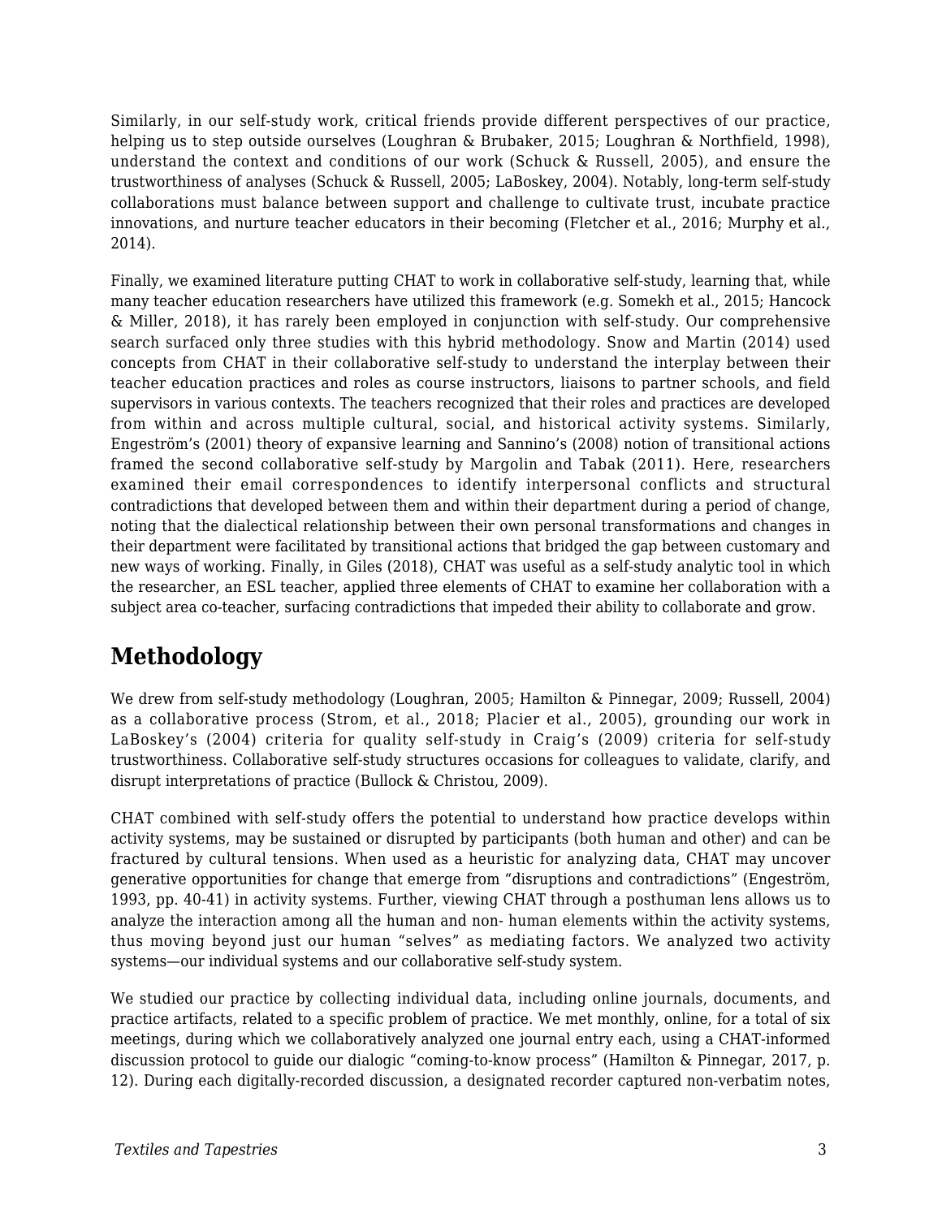Similarly, in our self-study work, critical friends provide different perspectives of our practice, helping us to step outside ourselves (Loughran & Brubaker, 2015; Loughran & Northfield, 1998), understand the context and conditions of our work (Schuck & Russell, 2005), and ensure the trustworthiness of analyses (Schuck & Russell, 2005; LaBoskey, 2004). Notably, long-term self-study collaborations must balance between support and challenge to cultivate trust, incubate practice innovations, and nurture teacher educators in their becoming (Fletcher et al., 2016; Murphy et al., 2014).

Finally, we examined literature putting CHAT to work in collaborative self-study, learning that, while many teacher education researchers have utilized this framework (e.g. Somekh et al., 2015; Hancock & Miller, 2018), it has rarely been employed in conjunction with self-study. Our comprehensive search surfaced only three studies with this hybrid methodology. Snow and Martin (2014) used concepts from CHAT in their collaborative self-study to understand the interplay between their teacher education practices and roles as course instructors, liaisons to partner schools, and field supervisors in various contexts. The teachers recognized that their roles and practices are developed from within and across multiple cultural, social, and historical activity systems. Similarly, Engeström's (2001) theory of expansive learning and Sannino's (2008) notion of transitional actions framed the second collaborative self-study by Margolin and Tabak (2011). Here, researchers examined their email correspondences to identify interpersonal conflicts and structural contradictions that developed between them and within their department during a period of change, noting that the dialectical relationship between their own personal transformations and changes in their department were facilitated by transitional actions that bridged the gap between customary and new ways of working. Finally, in Giles (2018), CHAT was useful as a self-study analytic tool in which the researcher, an ESL teacher, applied three elements of CHAT to examine her collaboration with a subject area co-teacher, surfacing contradictions that impeded their ability to collaborate and grow.

## Methodology

We drew from self-study methodology (Loughran, 2005; Hamilton & Pinnegar, 2009; Russell, 2004) as a collaborative process (Strom, et al., 2018; Placier et al., 2005), grounding our work in LaBoskey's (2004) criteria for quality self-study in Craig's (2009) criteria for self-study trustworthiness. Collaborative self-study structures occasions for colleagues to validate, clarify, and disrupt interpretations of practice (Bullock & Christou, 2009).

CHAT combined with self-study offers the potential to understand how practice develops within activity systems, may be sustained or disrupted by participants (both human and other) and can be fractured by cultural tensions. When used as a heuristic for analyzing data, CHAT may uncover generative opportunities for change that emerge from "disruptions and contradictions" (Engeström, 1993, pp. 40-41) in activity systems. Further, viewing CHAT through a posthuman lens allows us to analyze the interaction among all the human and non- human elements within the activity systems, thus moving beyond just our human "selves" as mediating factors. We analyzed two activity systems—our individual systems and our collaborative self-study system.

We studied our practice by collecting individual data, including online journals, documents, and practice artifacts, related to a specific problem of practice. We met monthly, online, for a total of six meetings, during which we collaboratively analyzed one journal entry each, using a CHAT-informed discussion protocol to guide our dialogic "coming-to-know process" (Hamilton & Pinnegar, 2017, p. 12). During each digitally-recorded discussion, a designated recorder captured non-verbatim notes,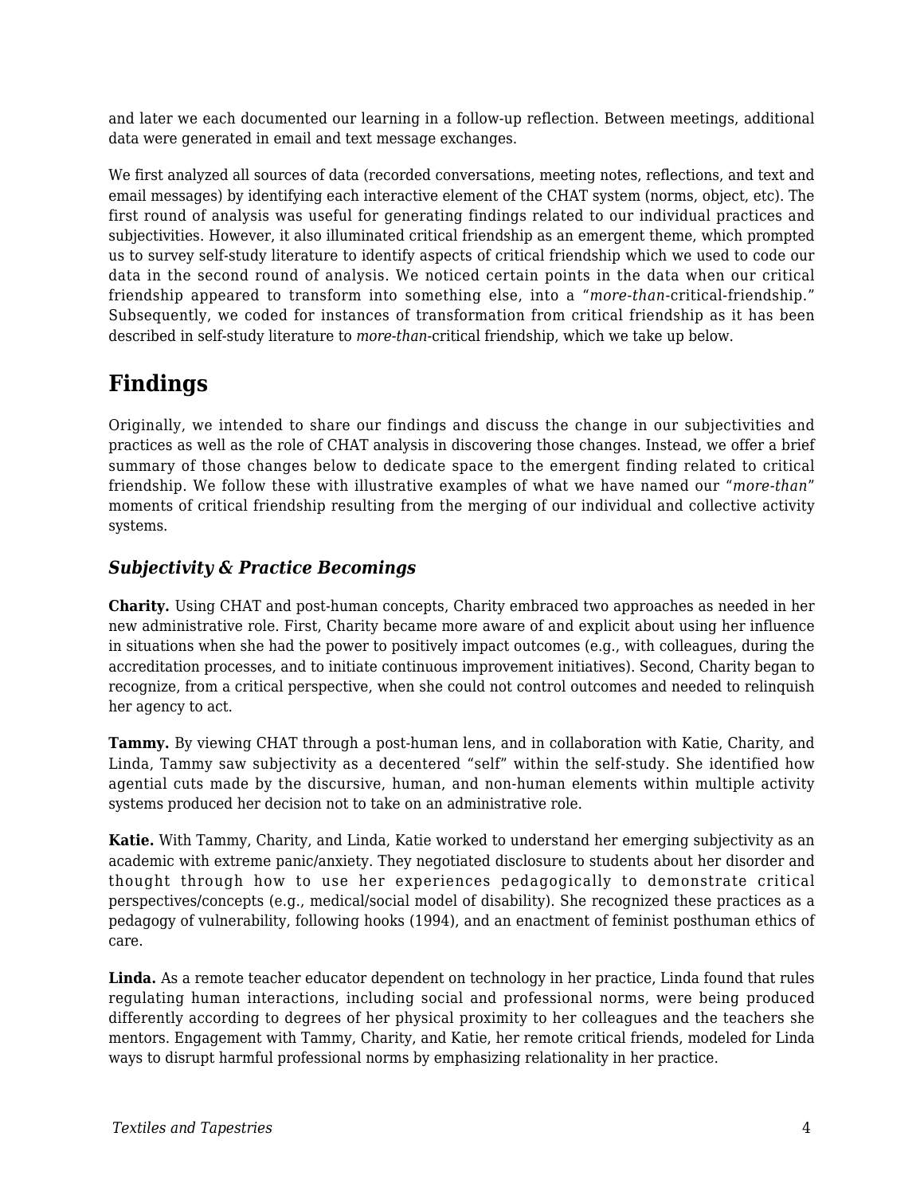and later we each documented our learning in a follow-up reflection. Between meetings, additional data were generated in email and text message exchanges.

We first analyzed all sources of data (recorded conversations, meeting notes, reflections, and text and email messages) by identifying each interactive element of the CHAT system (norms, object, etc). The first round of analysis was useful for generating findings related to our individual practices and subjectivities. However, it also illuminated critical friendship as an emergent theme, which prompted us to survey self-study literature to identify aspects of critical friendship which we used to code our data in the second round of analysis. We noticed certain points in the data when our critical friendship appeared to transform into something else, into a "*more-than*-critical-friendship." Subsequently, we coded for instances of transformation from critical friendship as it has been described in self-study literature to *more-than*-critical friendship, which we take up below.

## Findings

Originally, we intended to share our findings and discuss the change in our subjectivities and practices as well as the role of CHAT analysis in discovering those changes. Instead, we offer a brief summary of those changes below to dedicate space to the emergent finding related to critical friendship. We follow these with illustrative examples of what we have named our "*more-than*" moments of critical friendship resulting from the merging of our individual and collective activity systems.

### *Subjectivity & Practice Becomings*

**Charity.** Using CHAT and post-human concepts, Charity embraced two approaches as needed in her new administrative role. First, Charity became more aware of and explicit about using her influence in situations when she had the power to positively impact outcomes (e.g., with colleagues, during the accreditation processes, and to initiate continuous improvement initiatives). Second, Charity began to recognize, from a critical perspective, when she could not control outcomes and needed to relinquish her agency to act.

**Tammy.** By viewing CHAT through a post-human lens, and in collaboration with Katie, Charity, and Linda, Tammy saw subjectivity as a decentered "self" within the self-study. She identified how agential cuts made by the discursive, human, and non-human elements within multiple activity systems produced her decision not to take on an administrative role.

**Katie.** With Tammy, Charity, and Linda, Katie worked to understand her emerging subjectivity as an academic with extreme panic/anxiety. They negotiated disclosure to students about her disorder and thought through how to use her experiences pedagogically to demonstrate critical perspectives/concepts (e.g., medical/social model of disability). She recognized these practices as a pedagogy of vulnerability, following hooks (1994), and an enactment of feminist posthuman ethics of care.

**Linda.** As a remote teacher educator dependent on technology in her practice, Linda found that rules regulating human interactions, including social and professional norms, were being produced differently according to degrees of her physical proximity to her colleagues and the teachers she mentors. Engagement with Tammy, Charity, and Katie, her remote critical friends, modeled for Linda ways to disrupt harmful professional norms by emphasizing relationality in her practice.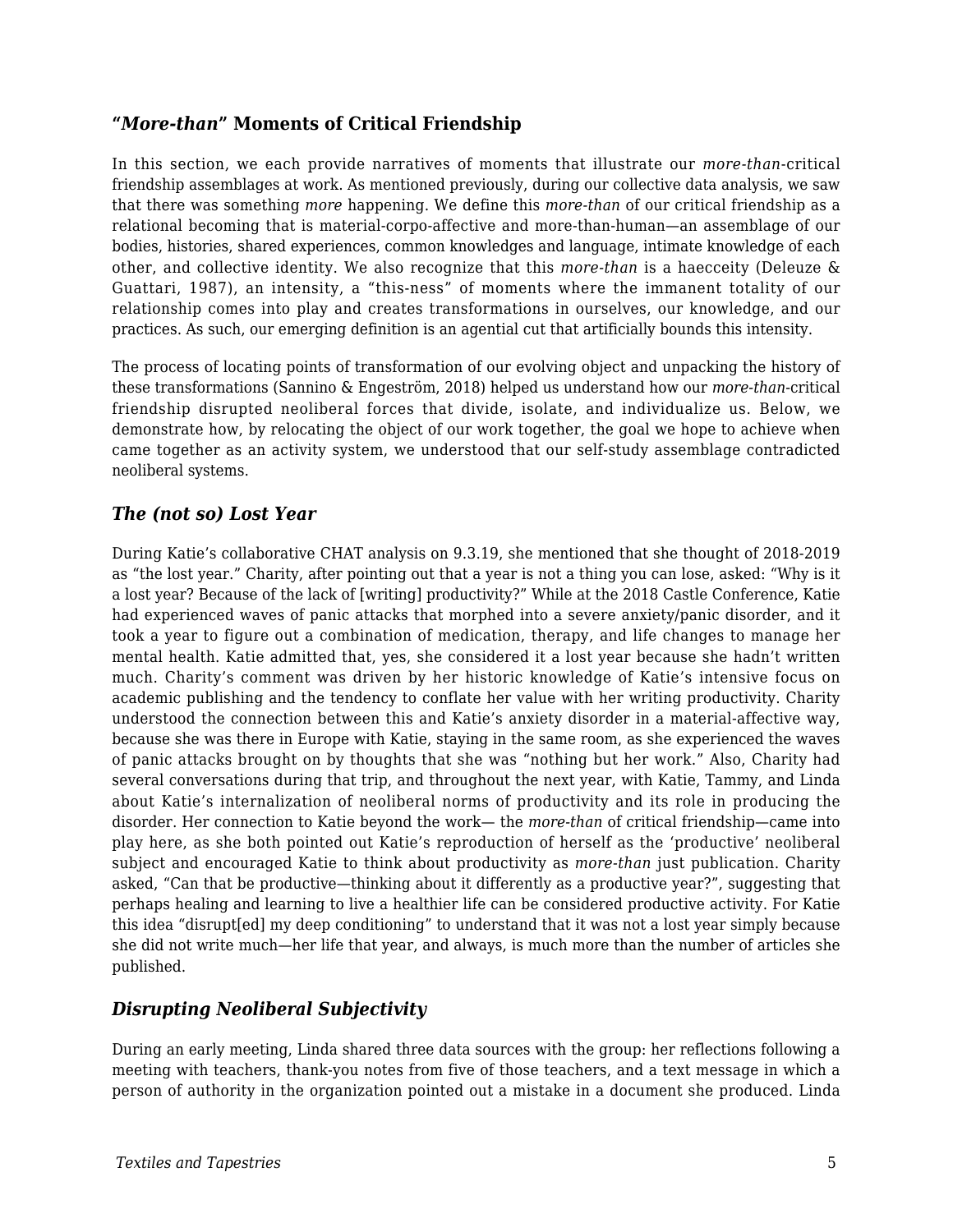## “*More-than*” Moments of Critical Friendship

In this section, we each provide narratives of moments that illustrate our *more-than*-critical friendship assemblages at work. As mentioned previously, during our collective data analysis, we saw that there was something *more* happening. We define this *more-than* of our critical friendship as a relational becoming that is material-corpo-affective and more-than-human—an assemblage of our bodies, histories, shared experiences, common knowledges and language, intimate knowledge of each other, and collective identity. We also recognize that this *more-than* is a haecceity (Deleuze & Guattari, 1987), an intensity, a “this-ness” of moments where the immanent totality of our relationship comes into play and creates transformations in ourselves, our knowledge, and our practices. As such, our emerging definition is an agential cut that artificially bounds this intensity.

The process of locating points of transformation of our evolving object and unpacking the history of these transformations (Sannino & Engeström, 2018) helped us understand how our *more-than*-critical friendship disrupted neoliberal forces that divide, isolate, and individualize us. Below, we demonstrate how, by relocating the object of our work together, the goal we hope to achieve when came together as an activity system, we understood that our self-study assemblage contradicted neoliberal systems.

### *The (not so) Lost Year*

During Katie’s collaborative CHAT analysis on 9.3.19, she mentioned that she thought of 2018-2019 as “the lost year.” Charity, after pointing out that a year is not a thing you can lose, asked: “Why is it a lost year? Because of the lack of [writing] productivity?” While at the 2018 Castle Conference, Katie had experienced waves of panic attacks that morphed into a severe anxiety/panic disorder, and it took a year to figure out a combination of medication, therapy, and life changes to manage her mental health. Katie admitted that, yes, she considered it a lost year because she hadn’t written much. Charity’s comment was driven by her historic knowledge of Katie’s intensive focus on academic publishing and the tendency to conflate her value with her writing productivity. Charity understood the connection between this and Katie’s anxiety disorder in a material-affective way, because she was there in Europe with Katie, staying in the same room, as she experienced the waves of panic attacks brought on by thoughts that she was “nothing but her work.” Also, Charity had several conversations during that trip, and throughout the next year, with Katie, Tammy, and Linda about Katie’s internalization of neoliberal norms of productivity and its role in producing the disorder. Her connection to Katie beyond the work— the *more-than* of critical friendship—came into play here, as she both pointed out Katie’s reproduction of herself as the ‘productive’ neoliberal subject and encouraged Katie to think about productivity as *more-than* just publication. Charity asked, “Can that be productive—thinking about it differently as a productive year?”, suggesting that perhaps healing and learning to live a healthier life can be considered productive activity. For Katie this idea “disrupt[ed] my deep conditioning” to understand that it was not a lost year simply because she did not write much—her life that year, and always, is much more than the number of articles she published.

### *Disrupting Neoliberal Subjectivity*

During an early meeting, Linda shared three data sources with the group: her reflections following a meeting with teachers, thank-you notes from five of those teachers, and a text message in which a person of authority in the organization pointed out a mistake in a document she produced. Linda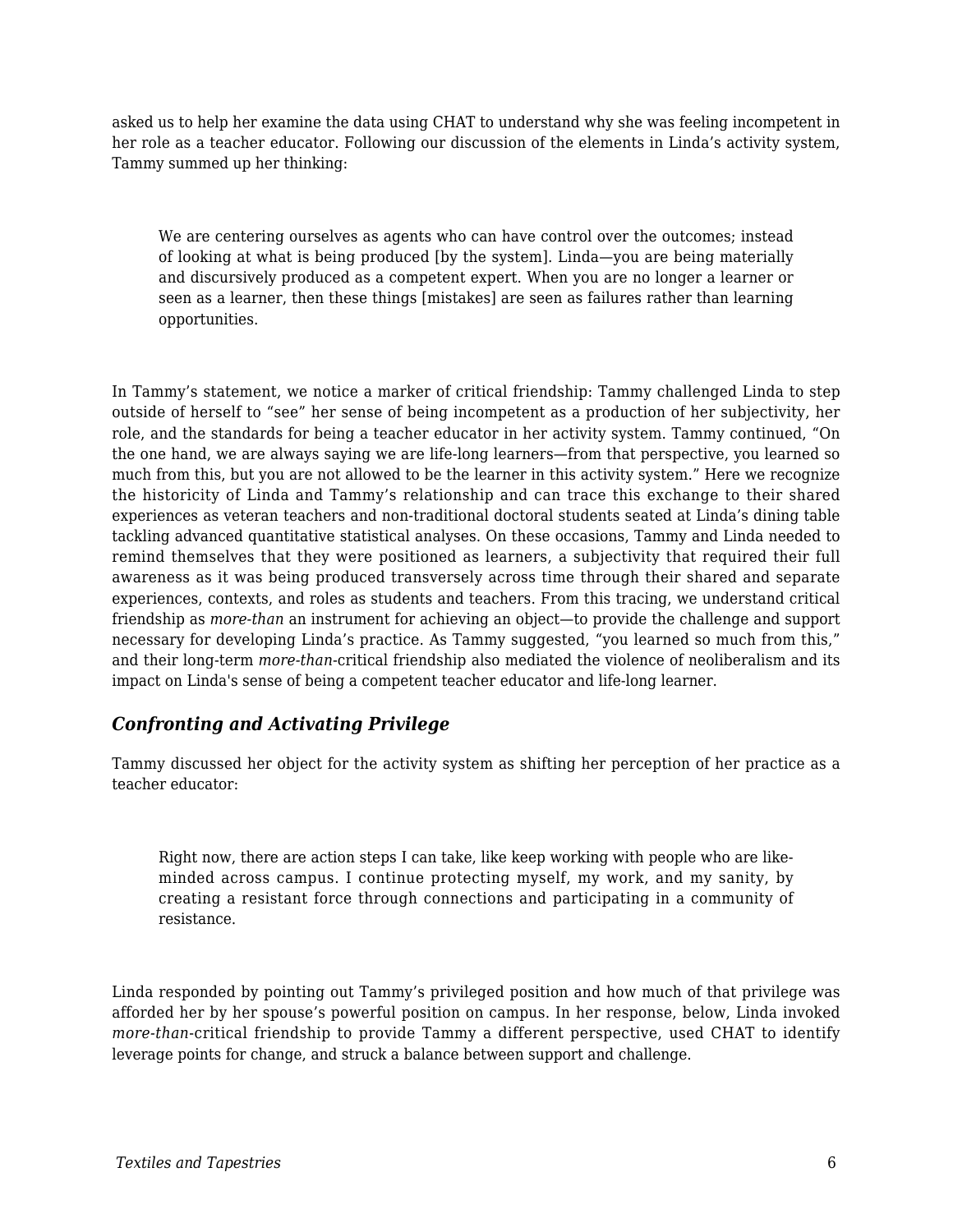asked us to help her examine the data using CHAT to understand why she was feeling incompetent in her role as a teacher educator. Following our discussion of the elements in Linda's activity system, Tammy summed up her thinking:

> We are centering ourselves as agents who can have control over the outcomes; instead of looking at what is being produced [by the system]. Linda—you are being materially and discursively produced as a competent expert. When you are no longer a learner or seen as a learner, then these things [mistakes] are seen as failures rather than learning opportunities.

In Tammy's statement, we notice a marker of critical friendship: Tammy challenged Linda to step outside of herself to "see" her sense of being incompetent as a production of her subjectivity, her role, and the standards for being a teacher educator in her activity system. Tammy continued, "On the one hand, we are always saying we are life-long learners—from that perspective, you learned so much from this, but you are not allowed to be the learner in this activity system." Here we recognize the historicity of Linda and Tammy's relationship and can trace this exchange to their shared experiences as veteran teachers and non-traditional doctoral students seated at Linda's dining table tackling advanced quantitative statistical analyses. On these occasions, Tammy and Linda needed to remind themselves that they were positioned as learners, a subjectivity that required their full awareness as it was being produced transversely across time through their shared and separate experiences, contexts, and roles as students and teachers. From this tracing, we understand critical friendship as *more-than* an instrument for achieving an object—to provide the challenge and support necessary for developing Linda's practice. As Tammy suggested, "you learned so much from this," and their long-term *more-than*-critical friendship also mediated the violence of neoliberalism and its impact on Linda's sense of being a competent teacher educator and life-long learner.

### *Confronting and Activating Privilege*

Tammy discussed her object for the activity system as shifting her perception of her practice as a teacher educator:

> Right now, there are action steps I can take, like keep working with people who are like-minded across campus. I continue protecting myself, my work, and my sanity, by creating a resistant force through connections and participating in a community of resistance.

Linda responded by pointing out Tammy's privileged position and how much of that privilege was afforded her by her spouse's powerful position on campus. In her response, below, Linda invoked *more-than*-critical friendship to provide Tammy a different perspective, used CHAT to identify leverage points for change, and struck a balance between support and challenge.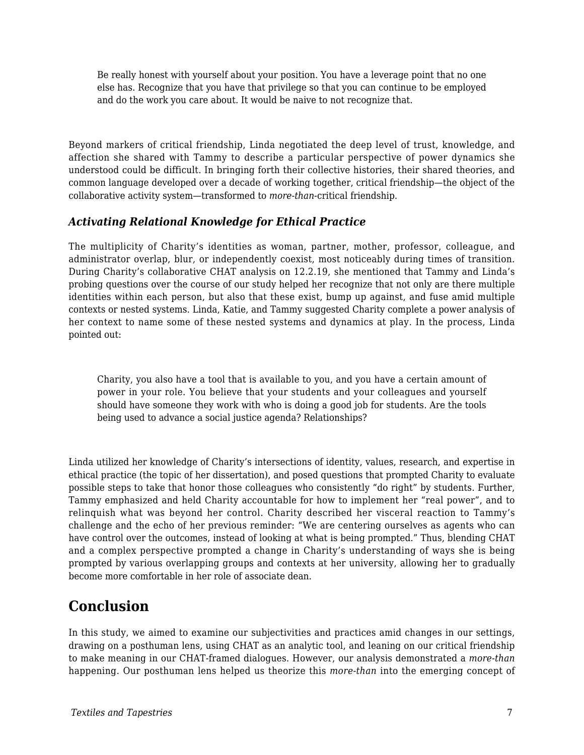> Be really honest with yourself about your position. You have a leverage point that no one else has. Recognize that you have that privilege so that you can continue to be employed and do the work you care about. It would be naive to not recognize that.

Beyond markers of critical friendship, Linda negotiated the deep level of trust, knowledge, and affection she shared with Tammy to describe a particular perspective of power dynamics she understood could be difficult. In bringing forth their collective histories, their shared theories, and common language developed over a decade of working together, critical friendship—the object of the collaborative activity system—transformed to *more-than*-critical friendship.

### *Activating Relational Knowledge for Ethical Practice*

The multiplicity of Charity's identities as woman, partner, mother, professor, colleague, and administrator overlap, blur, or independently coexist, most noticeably during times of transition. During Charity's collaborative CHAT analysis on 12.2.19, she mentioned that Tammy and Linda's probing questions over the course of our study helped her recognize that not only are there multiple identities within each person, but also that these exist, bump up against, and fuse amid multiple contexts or nested systems. Linda, Katie, and Tammy suggested Charity complete a power analysis of her context to name some of these nested systems and dynamics at play. In the process, Linda pointed out:

> Charity, you also have a tool that is available to you, and you have a certain amount of power in your role. You believe that your students and your colleagues and yourself should have someone they work with who is doing a good job for students. Are the tools being used to advance a social justice agenda? Relationships?

Linda utilized her knowledge of Charity's intersections of identity, values, research, and expertise in ethical practice (the topic of her dissertation), and posed questions that prompted Charity to evaluate possible steps to take that honor those colleagues who consistently "do right" by students. Further, Tammy emphasized and held Charity accountable for how to implement her "real power", and to relinquish what was beyond her control. Charity described her visceral reaction to Tammy's challenge and the echo of her previous reminder: "We are centering ourselves as agents who can have control over the outcomes, instead of looking at what is being prompted." Thus, blending CHAT and a complex perspective prompted a change in Charity's understanding of ways she is being prompted by various overlapping groups and contexts at her university, allowing her to gradually become more comfortable in her role of associate dean.

## Conclusion

In this study, we aimed to examine our subjectivities and practices amid changes in our settings, drawing on a posthuman lens, using CHAT as an analytic tool, and leaning on our critical friendship to make meaning in our CHAT-framed dialogues. However, our analysis demonstrated a *more-than* happening. Our posthuman lens helped us theorize this *more-than* into the emerging concept of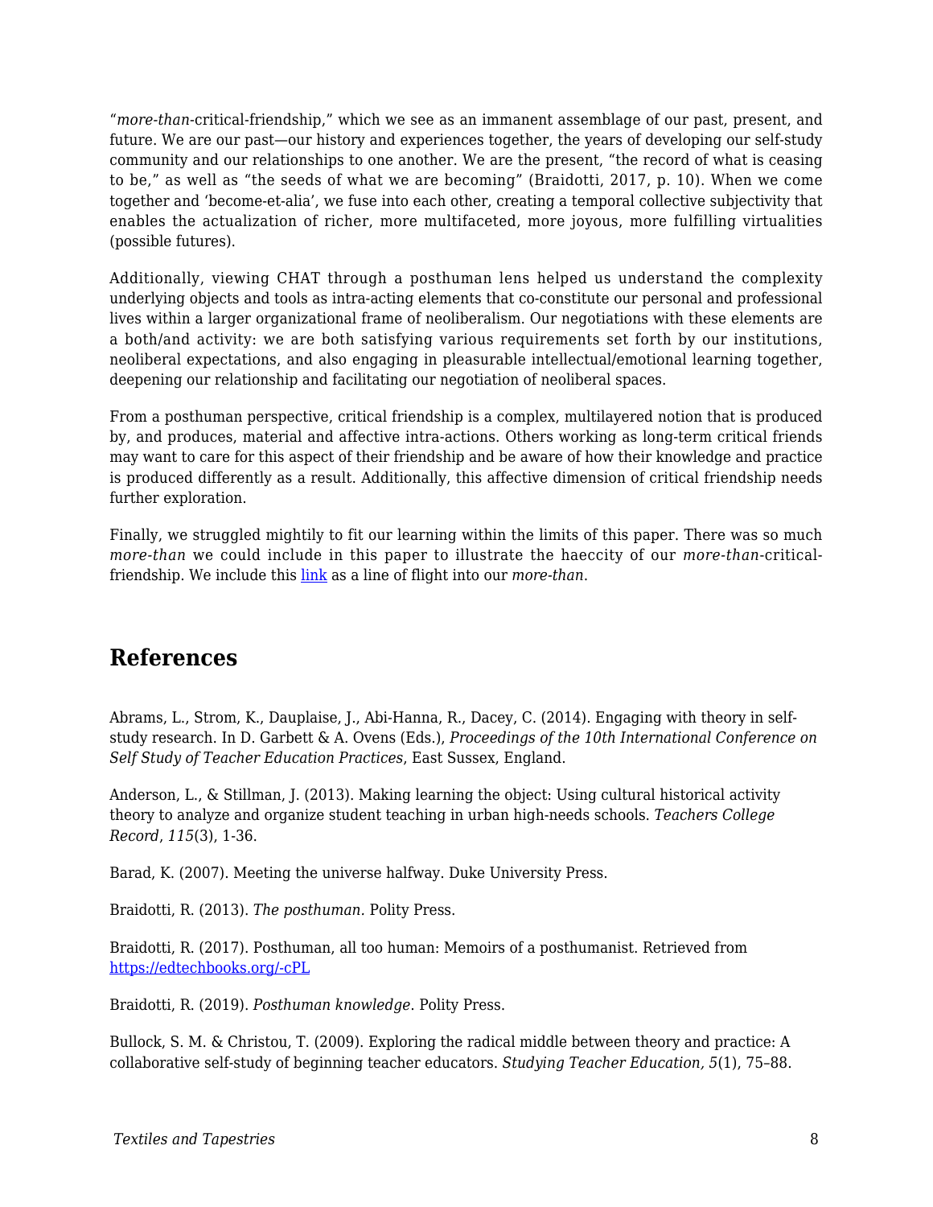"*more-than*-critical-friendship," which we see as an immanent assemblage of our past, present, and future. We are our past—our history and experiences together, the years of developing our self-study community and our relationships to one another. We are the present, "the record of what is ceasing to be," as well as "the seeds of what we are becoming" (Braidotti, 2017, p. 10). When we come together and 'become-et-alia', we fuse into each other, creating a temporal collective subjectivity that enables the actualization of richer, more multifaceted, more joyous, more fulfilling virtualities (possible futures).

Additionally, viewing CHAT through a posthuman lens helped us understand the complexity underlying objects and tools as intra-acting elements that co-constitute our personal and professional lives within a larger organizational frame of neoliberalism. Our negotiations with these elements are a both/and activity: we are both satisfying various requirements set forth by our institutions, neoliberal expectations, and also engaging in pleasurable intellectual/emotional learning together, deepening our relationship and facilitating our negotiation of neoliberal spaces.

From a posthuman perspective, critical friendship is a complex, multilayered notion that is produced by, and produces, material and affective intra-actions. Others working as long-term critical friends may want to care for this aspect of their friendship and be aware of how their knowledge and practice is produced differently as a result. Additionally, this affective dimension of critical friendship needs further exploration.

Finally, we struggled mightily to fit our learning within the limits of this paper. There was so much *more-than* we could include in this paper to illustrate the haeccity of our *more-than*-critical-friendship. We include this link as a line of flight into our *more-than*.

## References

Abrams, L., Strom, K., Dauplaise, J., Abi-Hanna, R., Dacey, C. (2014). Engaging with theory in self-study research. In D. Garbett & A. Ovens (Eds.), *Proceedings of the 10th International Conference on Self Study of Teacher Education Practices*, East Sussex, England.

Anderson, L., & Stillman, J. (2013). Making learning the object: Using cultural historical activity theory to analyze and organize student teaching in urban high-needs schools. *Teachers College Record*, *115*(3), 1-36.

Barad, K. (2007). Meeting the universe halfway. Duke University Press.

Braidotti, R. (2013). *The posthuman.* Polity Press.

Braidotti, R. (2017). Posthuman, all too human: Memoirs of a posthumanist. Retrieved from https://edtechbooks.org/-cPL

Braidotti, R. (2019). *Posthuman knowledge*. Polity Press.

Bullock, S. M. & Christou, T. (2009). Exploring the radical middle between theory and practice: A collaborative self-study of beginning teacher educators. *Studying Teacher Education, 5*(1), 75–88.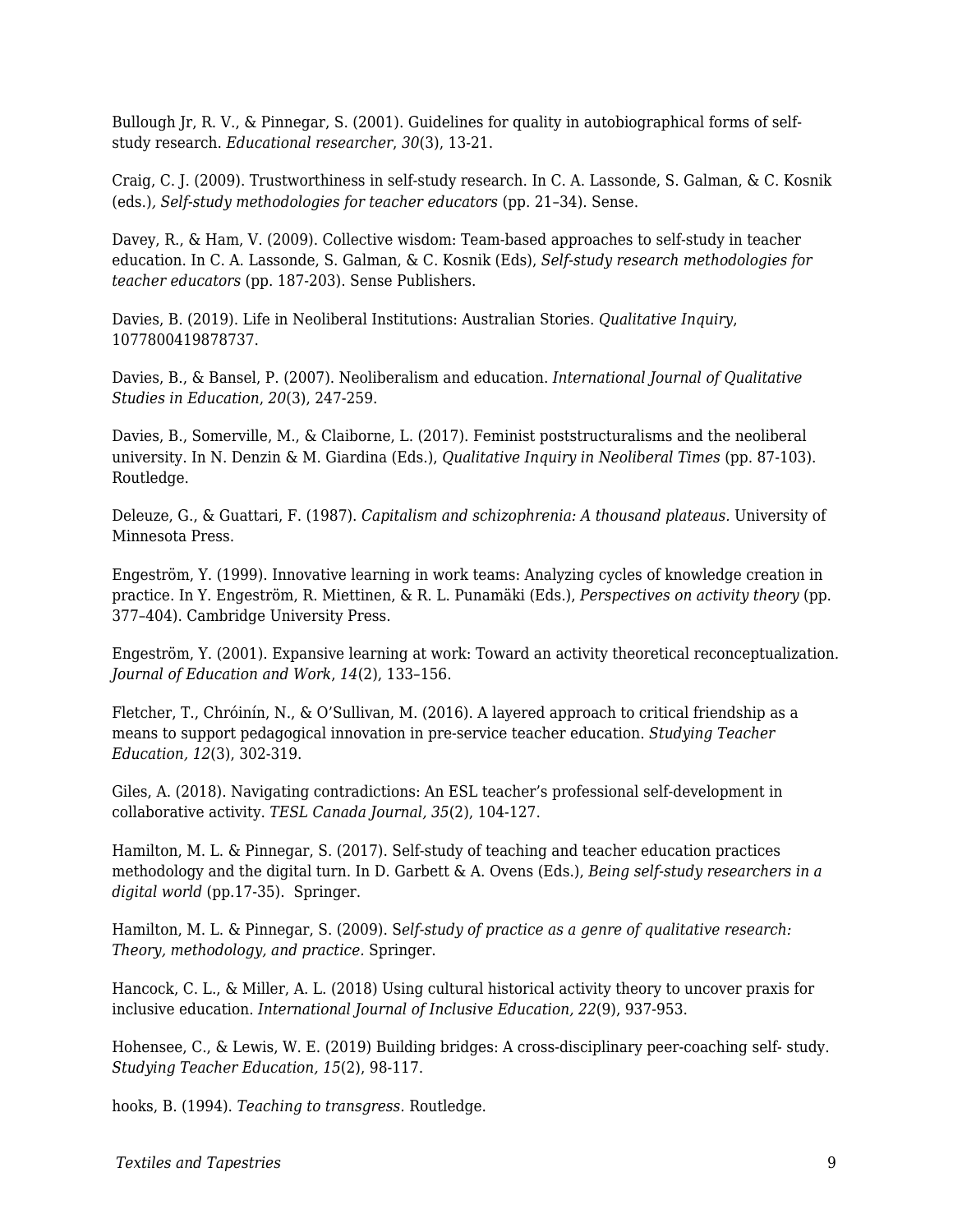Bullough Jr, R. V., & Pinnegar, S. (2001). Guidelines for quality in autobiographical forms of self-study research. *Educational researcher*, *30*(3), 13-21.

Craig, C. J. (2009). Trustworthiness in self-study research. In C. A. Lassonde, S. Galman, & C. Kosnik (eds.)*, Self-study methodologies for teacher educators* (pp. 21–34). Sense.

Davey, R., & Ham, V. (2009). Collective wisdom: Team-based approaches to self-study in teacher education. In C. A. Lassonde, S. Galman, & C. Kosnik (Eds), *Self-study research methodologies for teacher educators* (pp. 187-203). Sense Publishers.

Davies, B. (2019). Life in Neoliberal Institutions: Australian Stories. *Qualitative Inquiry*, 1077800419878737.

Davies, B., & Bansel, P. (2007). Neoliberalism and education. *International Journal of Qualitative Studies in Education*, *20*(3), 247-259.

Davies, B., Somerville, M., & Claiborne, L. (2017). Feminist poststructuralisms and the neoliberal university. In N. Denzin & M. Giardina (Eds.), *Qualitative Inquiry in Neoliberal Times* (pp. 87-103). Routledge.

Deleuze, G., & Guattari, F. (1987). *Capitalism and schizophrenia: A thousand plateaus.* University of Minnesota Press.

Engeström, Y. (1999). Innovative learning in work teams: Analyzing cycles of knowledge creation in practice. In Y. Engeström, R. Miettinen, & R. L. Punamäki (Eds.), *Perspectives on activity theory* (pp. 377–404). Cambridge University Press.

Engeström, Y. (2001). Expansive learning at work: Toward an activity theoretical reconceptualization*. Journal of Education and Work*, *14*(2), 133–156.

Fletcher, T., Chróinín, N., & O'Sullivan, M. (2016). A layered approach to critical friendship as a means to support pedagogical innovation in pre-service teacher education. *Studying Teacher Education, 12*(3), 302-319.

Giles, A. (2018). Navigating contradictions: An ESL teacher's professional self-development in collaborative activity. *TESL Canada Journal, 35*(2), 104-127.

Hamilton, M. L. & Pinnegar, S. (2017). Self-study of teaching and teacher education practices methodology and the digital turn. In D. Garbett & A. Ovens (Eds.), *Being self-study researchers in a digital world* (pp.17-35). Springer.

Hamilton, M. L. & Pinnegar, S. (2009). S*elf-study of practice as a genre of qualitative research: Theory, methodology, and practice*. Springer.

Hancock, C. L., & Miller, A. L. (2018) Using cultural historical activity theory to uncover praxis for inclusive education. *International Journal of Inclusive Education, 22*(9), 937-953.

Hohensee, C., & Lewis, W. E. (2019) Building bridges: A cross-disciplinary peer-coaching self- study. *Studying Teacher Education, 15*(2), 98-117.

hooks, B. (1994). *Teaching to transgress.* Routledge.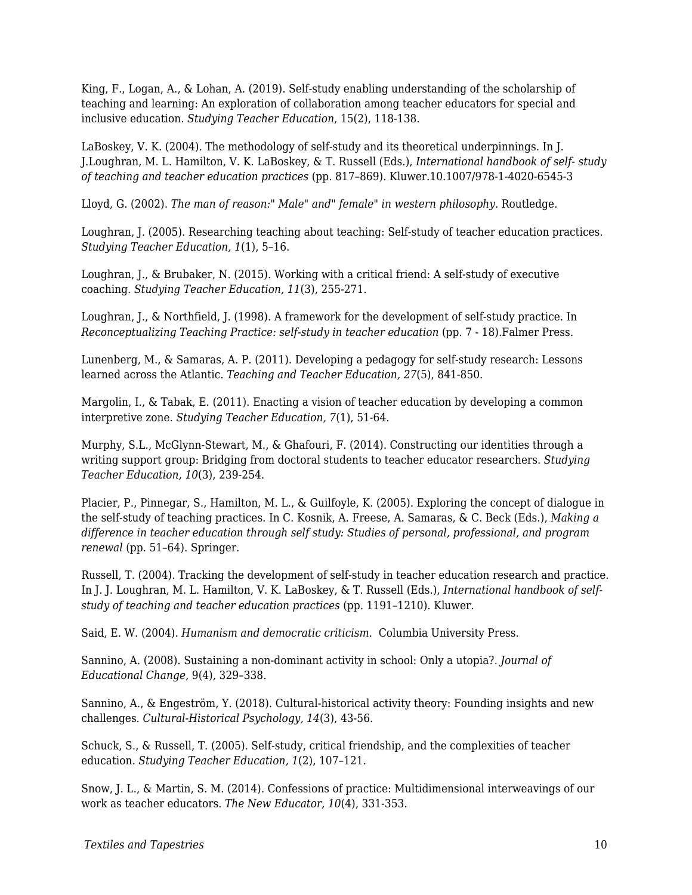King, F., Logan, A., & Lohan, A. (2019). Self-study enabling understanding of the scholarship of teaching and learning: An exploration of collaboration among teacher educators for special and inclusive education. *Studying Teacher Education*, 15(2), 118-138.

LaBoskey, V. K. (2004). The methodology of self-study and its theoretical underpinnings. In J. J.Loughran, M. L. Hamilton, V. K. LaBoskey, & T. Russell (Eds.), *International handbook of self- study of teaching and teacher education practices* (pp. 817–869). Kluwer.10.1007/978-1-4020-6545-3

Lloyd, G. (2002). *The man of reason:" Male" and" female" in western philosophy*. Routledge.

Loughran, J. (2005). Researching teaching about teaching: Self-study of teacher education practices. *Studying Teacher Education, 1*(1), 5–16.

Loughran, J., & Brubaker, N. (2015). Working with a critical friend: A self-study of executive coaching. *Studying Teacher Education, 11*(3), 255-271.

Loughran, J., & Northfield, J. (1998). A framework for the development of self-study practice. In *Reconceptualizing Teaching Practice: self-study in teacher education* (pp. 7 - 18).Falmer Press.

Lunenberg, M., & Samaras, A. P. (2011). Developing a pedagogy for self-study research: Lessons learned across the Atlantic. *Teaching and Teacher Education, 27*(5), 841-850.

Margolin, I., & Tabak, E. (2011). Enacting a vision of teacher education by developing a common interpretive zone. *Studying Teacher Education, 7*(1), 51-64.

Murphy, S.L., McGlynn-Stewart, M., & Ghafouri, F. (2014). Constructing our identities through a writing support group: Bridging from doctoral students to teacher educator researchers. *Studying Teacher Education, 10*(3), 239-254.

Placier, P., Pinnegar, S., Hamilton, M. L., & Guilfoyle, K. (2005). Exploring the concept of dialogue in the self-study of teaching practices. In C. Kosnik, A. Freese, A. Samaras, & C. Beck (Eds.), *Making a difference in teacher education through self study: Studies of personal, professional, and program renewal* (pp. 51–64). Springer.

Russell, T. (2004). Tracking the development of self-study in teacher education research and practice. In J. J. Loughran, M. L. Hamilton, V. K. LaBoskey, & T. Russell (Eds.), *International handbook of self-study of teaching and teacher education practices* (pp. 1191–1210). Kluwer.

Said, E. W. (2004). *Humanism and democratic criticism*. Columbia University Press.

Sannino, A. (2008). Sustaining a non-dominant activity in school: Only a utopia?. *Journal of Educational Change*, 9(4), 329–338.

Sannino, A., & Engeström, Y. (2018). Cultural-historical activity theory: Founding insights and new challenges. *Cultural-Historical Psychology, 14*(3), 43-56.

Schuck, S., & Russell, T. (2005). Self-study, critical friendship, and the complexities of teacher education. *Studying Teacher Education, 1*(2), 107–121.

Snow, J. L., & Martin, S. M. (2014). Confessions of practice: Multidimensional interweavings of our work as teacher educators. *The New Educator, 10*(4), 331-353.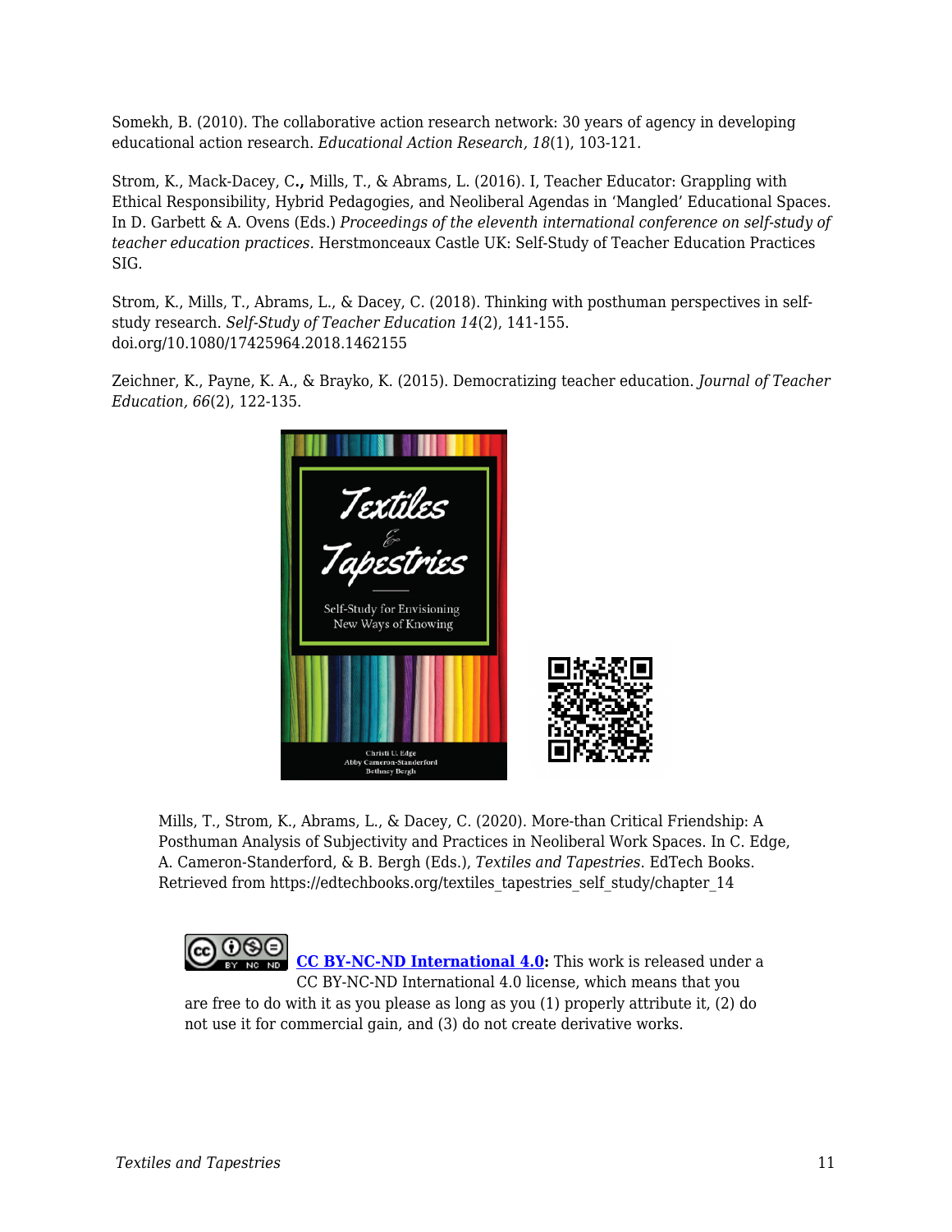Somekh, B. (2010). The collaborative action research network: 30 years of agency in developing educational action research. *Educational Action Research, 18*(1), 103-121.

Strom, K., Mack-Dacey, C**.,** Mills, T., & Abrams, L. (2016). I, Teacher Educator: Grappling with Ethical Responsibility, Hybrid Pedagogies, and Neoliberal Agendas in 'Mangled' Educational Spaces. In D. Garbett & A. Ovens (Eds.) *Proceedings of the eleventh international conference on self-study of teacher education practices*. Herstmonceaux Castle UK: Self-Study of Teacher Education Practices SIG.

Strom, K., Mills, T., Abrams, L., & Dacey, C. (2018). Thinking with posthuman perspectives in self-study research. *Self-Study of Teacher Education 14*(2), 141-155. doi.org/10.1080/17425964.2018.1462155

Zeichner, K., Payne, K. A., & Brayko, K. (2015). Democratizing teacher education. *Journal of Teacher Education, 66*(2), 122-135.

Mills, T., Strom, K., Abrams, L., & Dacey, C. (2020). More-than Critical Friendship: A Posthuman Analysis of Subjectivity and Practices in Neoliberal Work Spaces. In C. Edge, A. Cameron-Standerford, & B. Bergh (Eds.), *Textiles and Tapestries*. EdTech Books. Retrieved from https://edtechbooks.org/textiles_tapestries_self_study/chapter_14

**CC BY-NC-ND International 4.0:** This work is released under a CC BY-NC-ND International 4.0 license, which means that you are free to do with it as you please as long as you (1) properly attribute it, (2) do not use it for commercial gain, and (3) do not create derivative works.